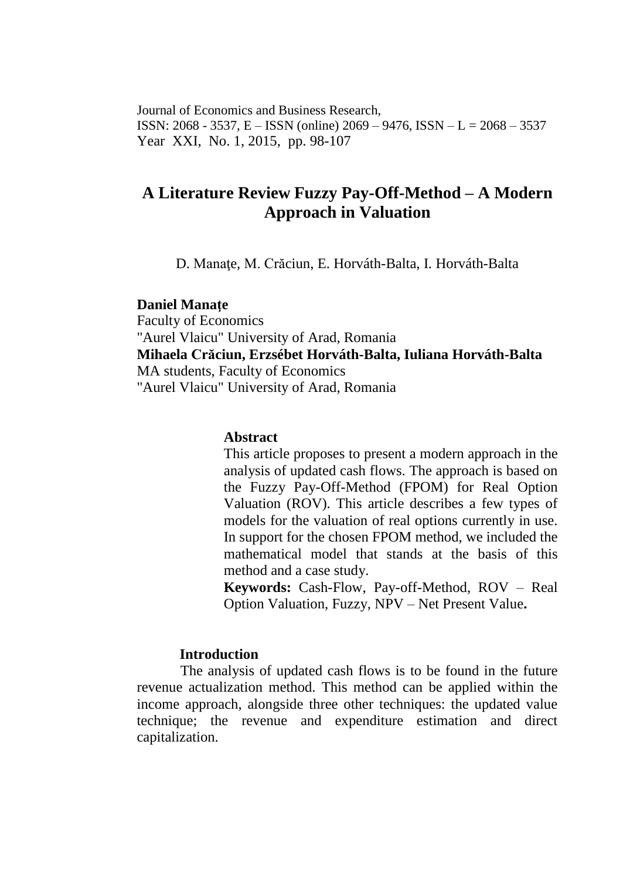Journal of Economics and Business Research,
ISSN: 2068 - 3537, E – ISSN (online) 2069 – 9476, ISSN – L = 2068 – 3537
Year XXI, No. 1, 2015, pp. 98-107

# A Literature Review Fuzzy Pay-Off-Method – A Modern Approach in Valuation

D. Manaţe, M. Crăciun, E. Horváth-Balta, I. Horváth-Balta

**Daniel Manaţe**
Faculty of Economics
"Aurel Vlaicu" University of Arad, Romania
**Mihaela Crăciun, Erzsébet Horváth-Balta, Iuliana Horváth-Balta**
MA students, Faculty of Economics
"Aurel Vlaicu" University of Arad, Romania

### Abstract

This article proposes to present a modern approach in the analysis of updated cash flows. The approach is based on the Fuzzy Pay-Off-Method (FPOM) for Real Option Valuation (ROV). This article describes a few types of models for the valuation of real options currently in use. In support for the chosen FPOM method, we included the mathematical model that stands at the basis of this method and a case study.

**Keywords:** Cash-Flow, Pay-off-Method, ROV – Real Option Valuation, Fuzzy, NPV – Net Present Value**.**

## Introduction

The analysis of updated cash flows is to be found in the future revenue actualization method. This method can be applied within the income approach, alongside three other techniques: the updated value technique; the revenue and expenditure estimation and direct capitalization.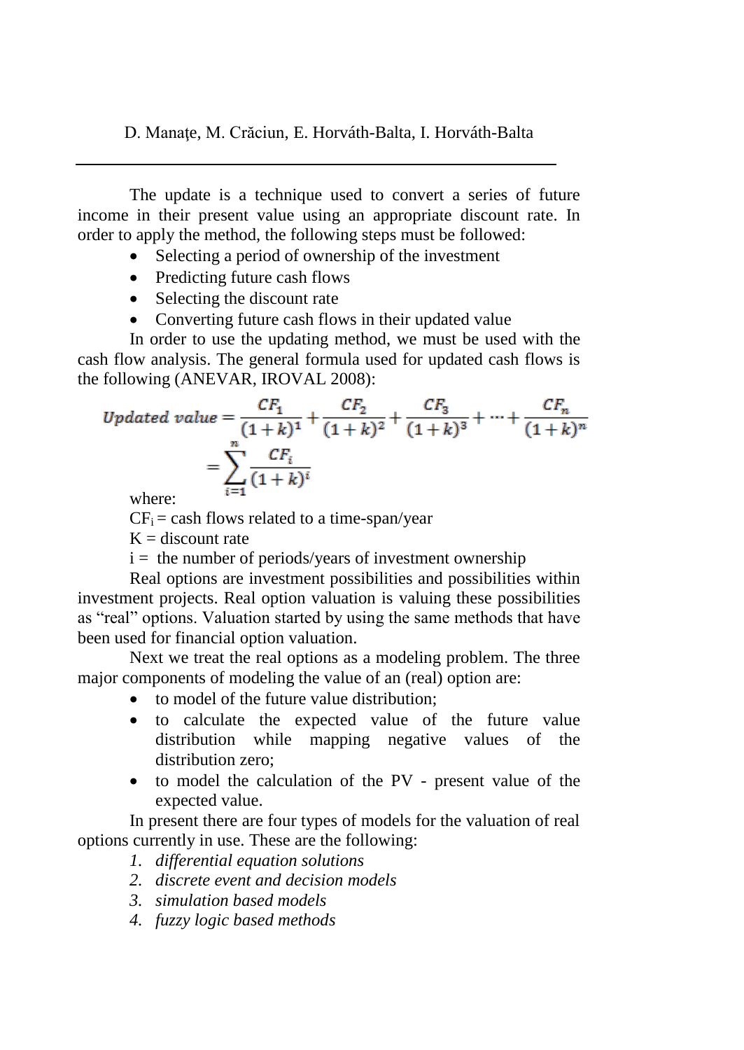The update is a technique used to convert a series of future income in their present value using an appropriate discount rate. In order to apply the method, the following steps must be followed:

- Selecting a period of ownership of the investment
- Predicting future cash flows
- Selecting the discount rate
- Converting future cash flows in their updated value

In order to use the updating method, we must be used with the cash flow analysis. The general formula used for updated cash flows is the following (ANEVAR, IROVAL 2008):

$$Updated\ value = \frac{CF_1}{(1+k)^1} + \frac{CF_2}{(1+k)^2} + \frac{CF_3}{(1+k)^3} + \cdots + \frac{CF_n}{(1+k)^n} = \sum_{i=1}^{n} \frac{CF_i}{(1+k)^i}$$

where:

$CF_i$ = cash flows related to a time-span/year

K = discount rate

i = the number of periods/years of investment ownership

Real options are investment possibilities and possibilities within investment projects. Real option valuation is valuing these possibilities as "real" options. Valuation started by using the same methods that have been used for financial option valuation.

Next we treat the real options as a modeling problem. The three major components of modeling the value of an (real) option are:

- to model of the future value distribution;
- to calculate the expected value of the future value distribution while mapping negative values of the distribution zero;
- to model the calculation of the PV - present value of the expected value.

In present there are four types of models for the valuation of real options currently in use. These are the following:

1. *differential equation solutions*
2. *discrete event and decision models*
3. *simulation based models*
4. *fuzzy logic based methods*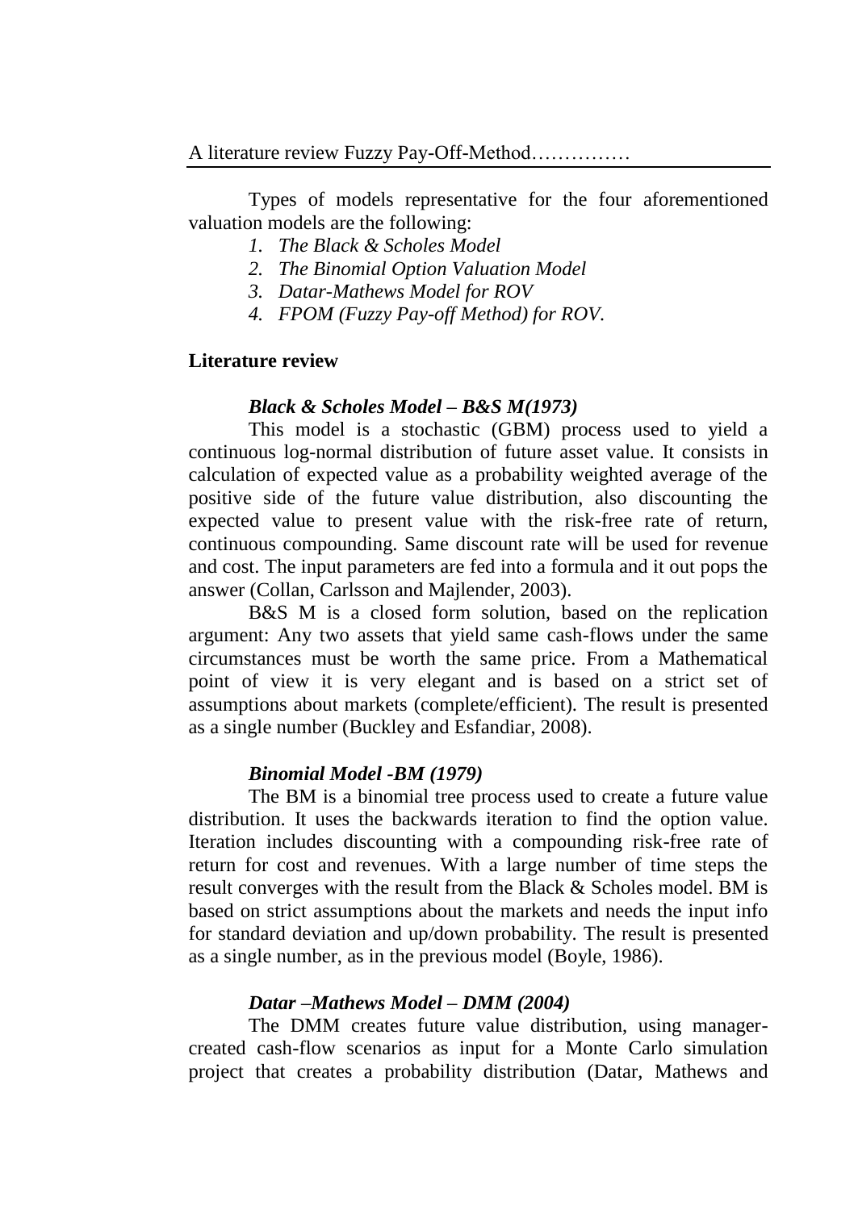Types of models representative for the four aforementioned valuation models are the following:

1. *The Black & Scholes Model*
2. *The Binomial Option Valuation Model*
3. *Datar-Mathews Model for ROV*
4. *FPOM (Fuzzy Pay-off Method) for ROV.*

## Literature review

### *Black & Scholes Model – B&S M(1973)*

This model is a stochastic (GBM) process used to yield a continuous log-normal distribution of future asset value. It consists in calculation of expected value as a probability weighted average of the positive side of the future value distribution, also discounting the expected value to present value with the risk-free rate of return, continuous compounding. Same discount rate will be used for revenue and cost. The input parameters are fed into a formula and it out pops the answer (Collan, Carlsson and Majlender, 2003).

B&S M is a closed form solution, based on the replication argument: Any two assets that yield same cash-flows under the same circumstances must be worth the same price. From a Mathematical point of view it is very elegant and is based on a strict set of assumptions about markets (complete/efficient). The result is presented as a single number (Buckley and Esfandiar, 2008).

### *Binomial Model -BM (1979)*

The BM is a binomial tree process used to create a future value distribution. It uses the backwards iteration to find the option value. Iteration includes discounting with a compounding risk-free rate of return for cost and revenues. With a large number of time steps the result converges with the result from the Black & Scholes model. BM is based on strict assumptions about the markets and needs the input info for standard deviation and up/down probability. The result is presented as a single number, as in the previous model (Boyle, 1986).

### *Datar –Mathews Model – DMM (2004)*

The DMM creates future value distribution, using manager-created cash-flow scenarios as input for a Monte Carlo simulation project that creates a probability distribution (Datar, Mathews and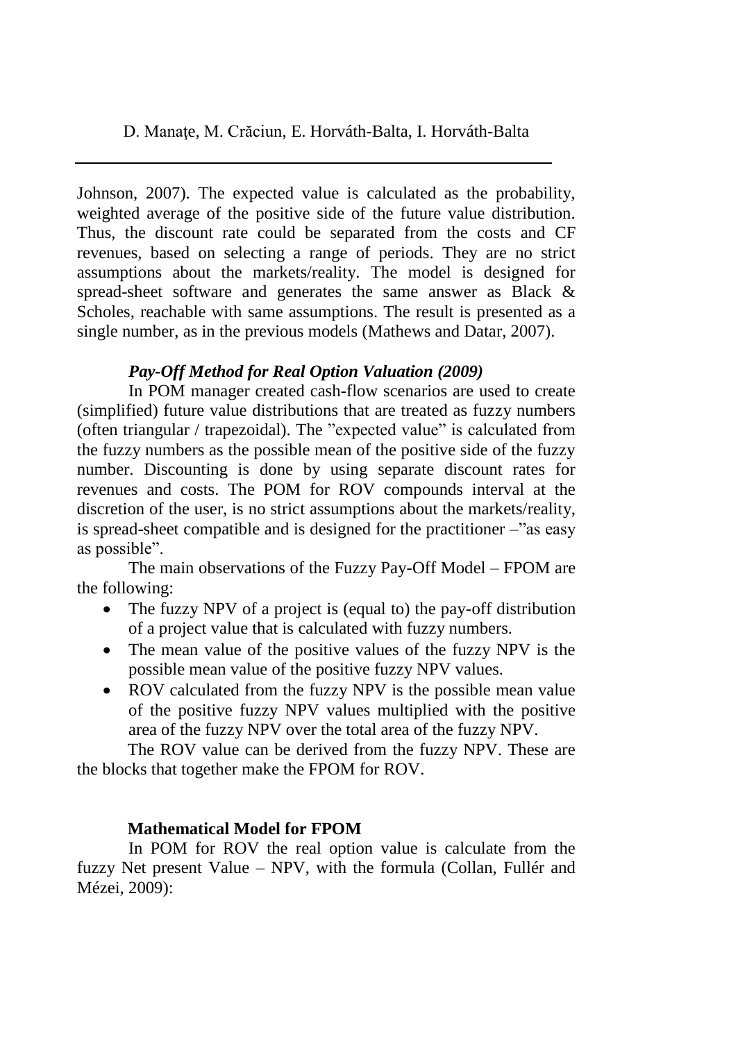Johnson, 2007). The expected value is calculated as the probability, weighted average of the positive side of the future value distribution. Thus, the discount rate could be separated from the costs and CF revenues, based on selecting a range of periods. They are no strict assumptions about the markets/reality. The model is designed for spread-sheet software and generates the same answer as Black & Scholes, reachable with same assumptions. The result is presented as a single number, as in the previous models (Mathews and Datar, 2007).

### *Pay-Off Method for Real Option Valuation (2009)*

In POM manager created cash-flow scenarios are used to create (simplified) future value distributions that are treated as fuzzy numbers (often triangular / trapezoidal). The "expected value" is calculated from the fuzzy numbers as the possible mean of the positive side of the fuzzy number. Discounting is done by using separate discount rates for revenues and costs. The POM for ROV compounds interval at the discretion of the user, is no strict assumptions about the markets/reality, is spread-sheet compatible and is designed for the practitioner –"as easy as possible".

The main observations of the Fuzzy Pay-Off Model – FPOM are the following:

- The fuzzy NPV of a project is (equal to) the pay-off distribution of a project value that is calculated with fuzzy numbers.
- The mean value of the positive values of the fuzzy NPV is the possible mean value of the positive fuzzy NPV values.
- ROV calculated from the fuzzy NPV is the possible mean value of the positive fuzzy NPV values multiplied with the positive area of the fuzzy NPV over the total area of the fuzzy NPV.

The ROV value can be derived from the fuzzy NPV. These are the blocks that together make the FPOM for ROV.

### Mathematical Model for FPOM

In POM for ROV the real option value is calculate from the fuzzy Net present Value – NPV, with the formula (Collan, Fullér and Mézei, 2009):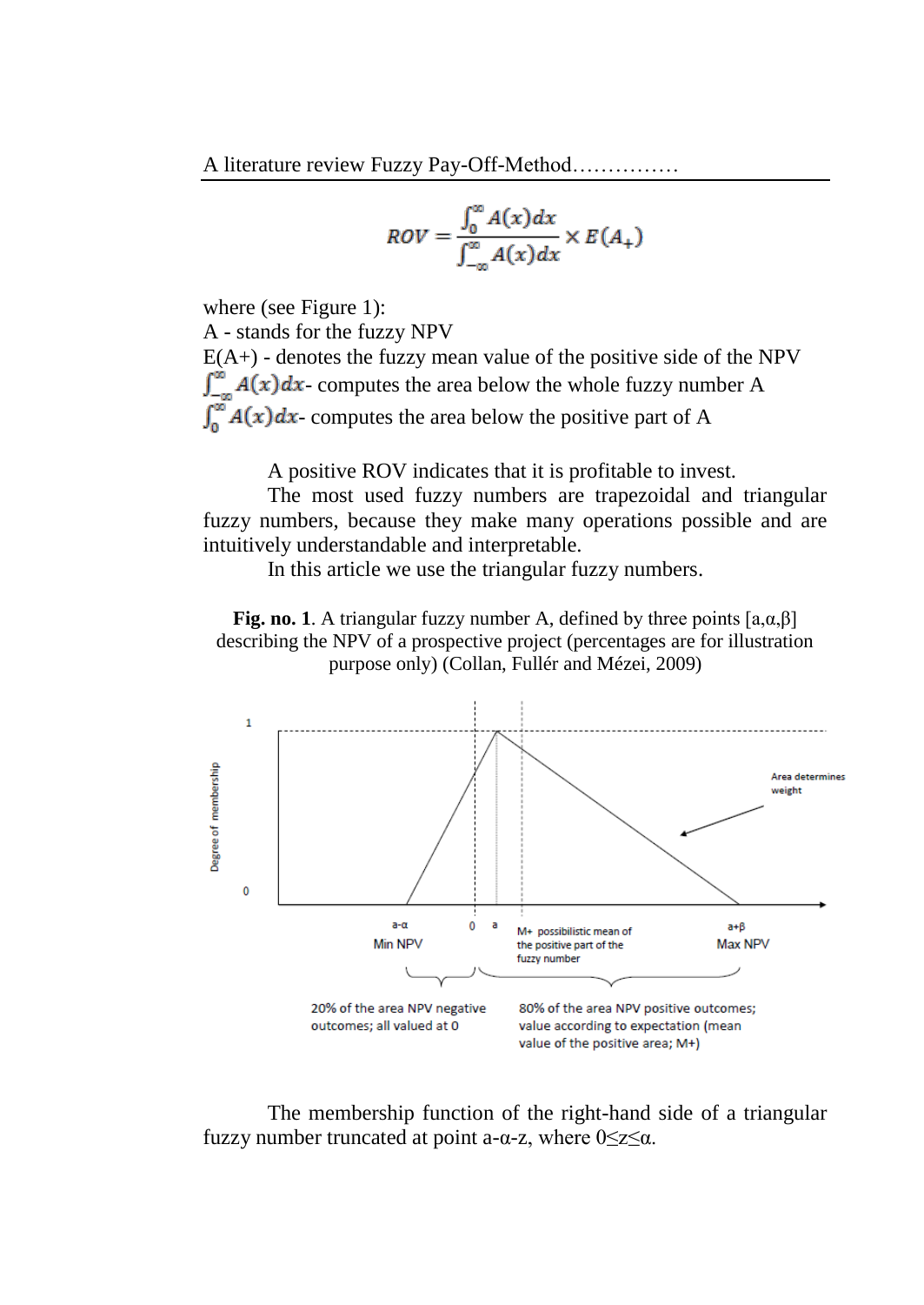$$ROV = \frac{\int_0^{\infty} A(x)dx}{\int_{-\infty}^{\infty} A(x)dx} \times E(A_+)$$

where (see Figure 1):
A - stands for the fuzzy NPV
E(A+) - denotes the fuzzy mean value of the positive side of the NPV
$\int_{-\infty}^{\infty} A(x)dx$- computes the area below the whole fuzzy number A
$\int_0^{\infty} A(x)dx$- computes the area below the positive part of A

A positive ROV indicates that it is profitable to invest.

The most used fuzzy numbers are trapezoidal and triangular fuzzy numbers, because they make many operations possible and are intuitively understandable and interpretable.

In this article we use the triangular fuzzy numbers.

**Fig. no. 1**. A triangular fuzzy number A, defined by three points [a,α,β] describing the NPV of a prospective project (percentages are for illustration purpose only) (Collan, Fullér and Mézei, 2009)

The membership function of the right-hand side of a triangular fuzzy number truncated at point a-α-z, where 0≤z≤α.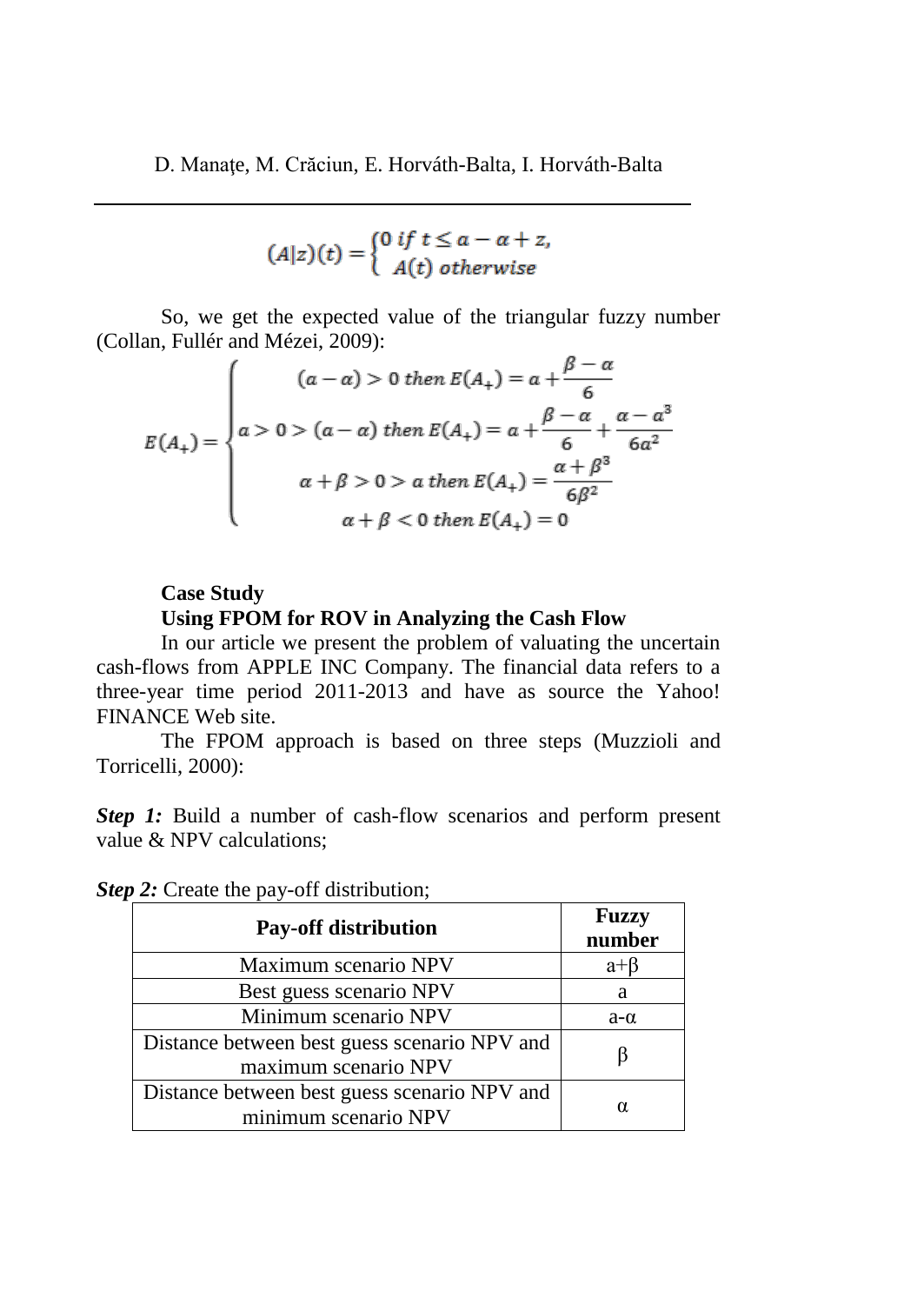$$(A|z)(t) = \begin{cases} 0 \; if \; t \leq a - \alpha + z, \\ A(t) \; otherwise \end{cases}$$

So, we get the expected value of the triangular fuzzy number (Collan, Fullér and Mézei, 2009):

$$E(A_+) = \begin{cases} (a-\alpha) > 0 \; then \; E(A_+) = a + \dfrac{\beta - \alpha}{6} \\ a > 0 > (a-\alpha) \; then \; E(A_+) = a + \dfrac{\beta - \alpha}{6} + \dfrac{\alpha - a^3}{6a^2} \\ \alpha + \beta > 0 > a \; then \; E(A_+) = \dfrac{\alpha + \beta^3}{6\beta^2} \\ \alpha + \beta < 0 \; then \; E(A_+) = 0 \end{cases}$$

**Case Study**

**Using FPOM for ROV in Analyzing the Cash Flow**

In our article we present the problem of valuating the uncertain cash-flows from APPLE INC Company. The financial data refers to a three-year time period 2011-2013 and have as source the Yahoo! FINANCE Web site.

The FPOM approach is based on three steps (Muzzioli and Torricelli, 2000):

***Step 1:*** Build a number of cash-flow scenarios and perform present value & NPV calculations;

***Step 2:*** Create the pay-off distribution;

| Pay-off distribution | Fuzzy number |
|---|---|
| Maximum scenario NPV | $a+\beta$ |
| Best guess scenario NPV | $a$ |
| Minimum scenario NPV | $a-\alpha$ |
| Distance between best guess scenario NPV and maximum scenario NPV | $\beta$ |
| Distance between best guess scenario NPV and minimum scenario NPV | $\alpha$ |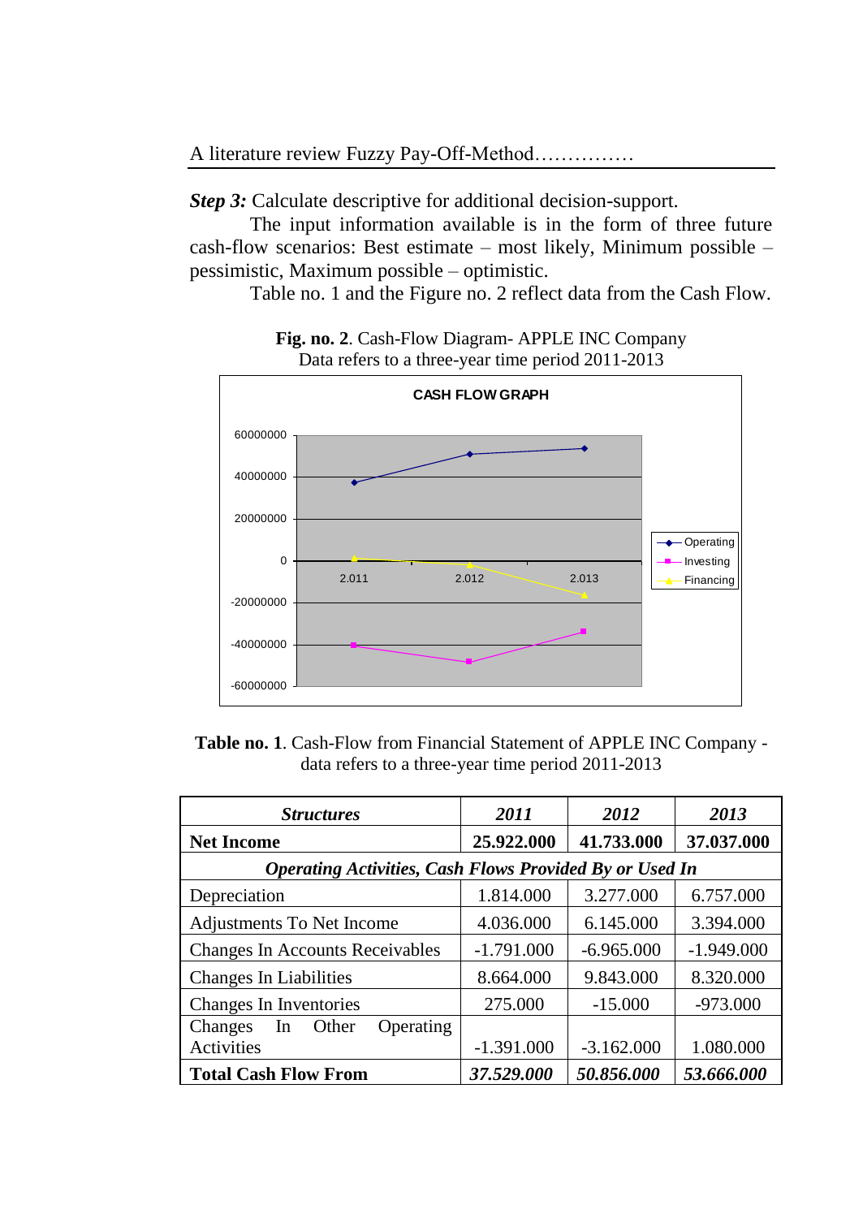***Step 3:*** Calculate descriptive for additional decision-support.

The input information available is in the form of three future cash-flow scenarios: Best estimate – most likely, Minimum possible – pessimistic, Maximum possible – optimistic.

Table no. 1 and the Figure no. 2 reflect data from the Cash Flow.

**Fig. no. 2**. Cash-Flow Diagram- APPLE INC Company
Data refers to a three-year time period 2011-2013

**Table no. 1**. Cash-Flow from Financial Statement of APPLE INC Company - data refers to a three-year time period 2011-2013

| ***Structures*** | ***2011*** | ***2012*** | ***2013*** |
|---|---|---|---|
| **Net Income** | **25.922.000** | **41.733.000** | **37.037.000** |
| ***Operating Activities, Cash Flows Provided By or Used In*** | | | |
| Depreciation | 1.814.000 | 3.277.000 | 6.757.000 |
| Adjustments To Net Income | 4.036.000 | 6.145.000 | 3.394.000 |
| Changes In Accounts Receivables | -1.791.000 | -6.965.000 | -1.949.000 |
| Changes In Liabilities | 8.664.000 | 9.843.000 | 8.320.000 |
| Changes In Inventories | 275.000 | -15.000 | -973.000 |
| Changes In Other Operating Activities | -1.391.000 | -3.162.000 | 1.080.000 |
| **Total Cash Flow From** | ***37.529.000*** | ***50.856.000*** | ***53.666.000*** |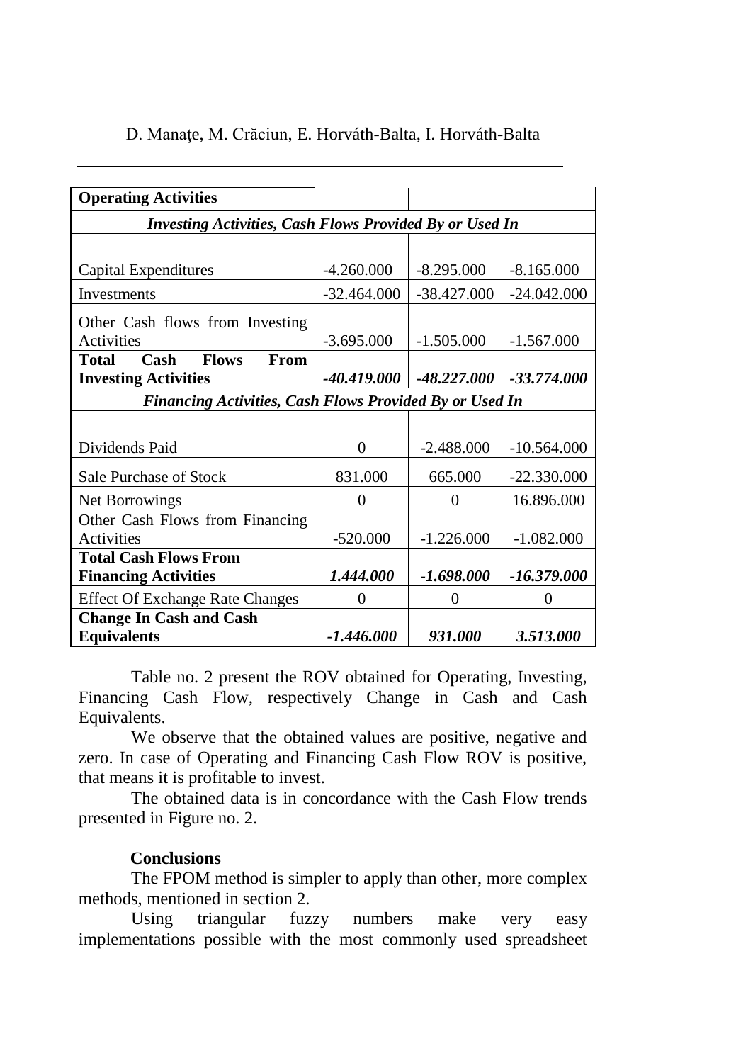| **Operating Activities** | | | |
|---|---|---|---|
| ***Investing Activities, Cash Flows Provided By or Used In*** | | | |
| Capital Expenditures | -4.260.000 | -8.295.000 | -8.165.000 |
| Investments | -32.464.000 | -38.427.000 | -24.042.000 |
| Other Cash flows from Investing Activities | -3.695.000 | -1.505.000 | -1.567.000 |
| **Total Cash Flows From Investing Activities** | ***-40.419.000*** | ***-48.227.000*** | ***-33.774.000*** |
| ***Financing Activities, Cash Flows Provided By or Used In*** | | | |
| Dividends Paid | 0 | -2.488.000 | -10.564.000 |
| Sale Purchase of Stock | 831.000 | 665.000 | -22.330.000 |
| Net Borrowings | 0 | 0 | 16.896.000 |
| Other Cash Flows from Financing Activities | -520.000 | -1.226.000 | -1.082.000 |
| **Total Cash Flows From Financing Activities** | ***1.444.000*** | ***-1.698.000*** | ***-16.379.000*** |
| Effect Of Exchange Rate Changes | 0 | 0 | 0 |
| **Change In Cash and Cash Equivalents** | ***-1.446.000*** | ***931.000*** | ***3.513.000*** |

Table no. 2 present the ROV obtained for Operating, Investing, Financing Cash Flow, respectively Change in Cash and Cash Equivalents.

We observe that the obtained values are positive, negative and zero. In case of Operating and Financing Cash Flow ROV is positive, that means it is profitable to invest.

The obtained data is in concordance with the Cash Flow trends presented in Figure no. 2.

## Conclusions

The FPOM method is simpler to apply than other, more complex methods, mentioned in section 2.

Using triangular fuzzy numbers make very easy implementations possible with the most commonly used spreadsheet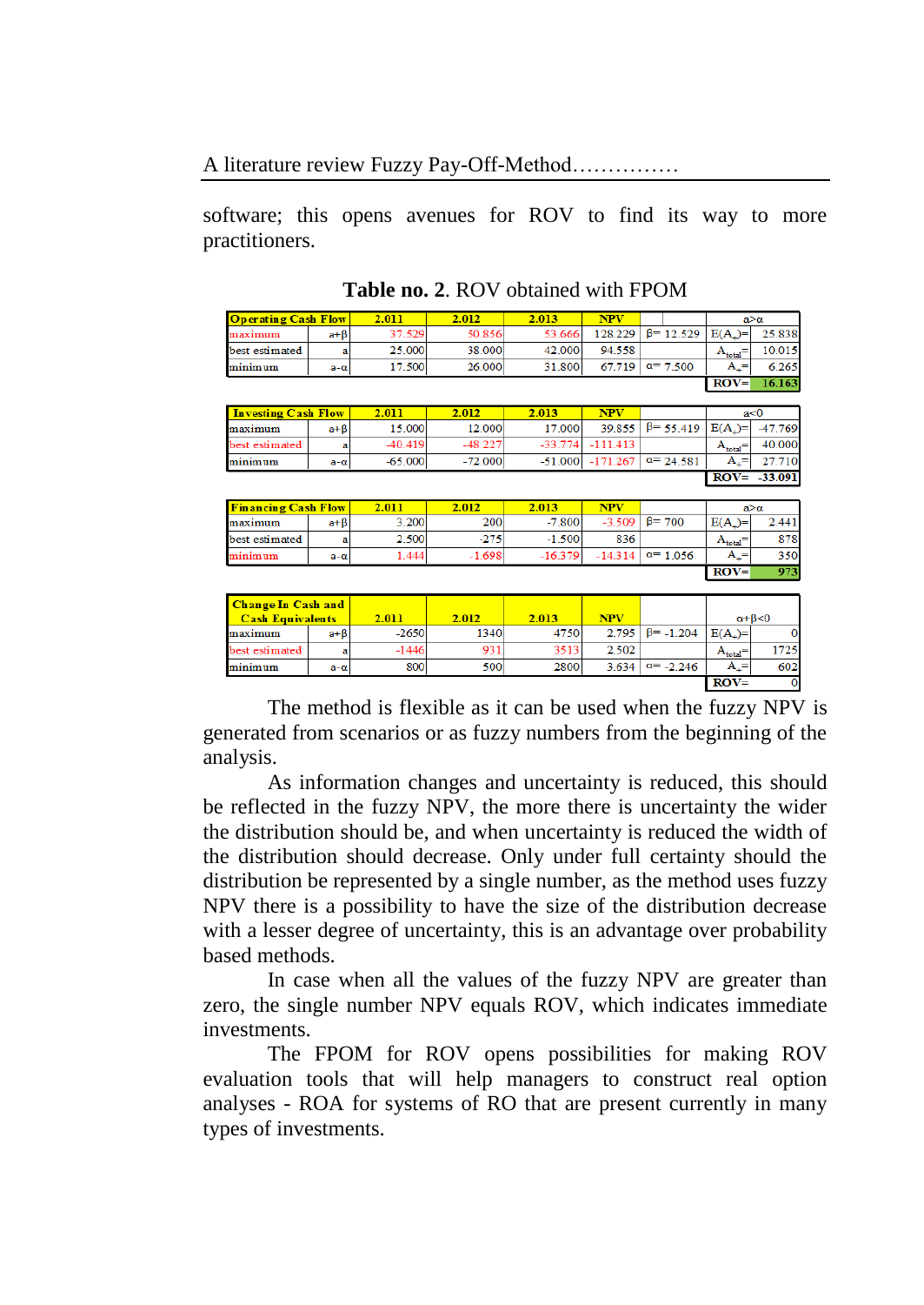software; this opens avenues for ROV to find its way to more practitioners.

**Table no. 2**. ROV obtained with FPOM

| Operating Cash Flow | | 2.011 | 2.012 | 2.013 | NPV | | a>α | |
|---|---|---|---|---|---|---|---|---|
| maximum | a+β | 37.529 | 50.856 | 53.666 | 128.229 | β= 12.529 | $E(A_+)$= | 25.838 |
| best estimated | a | 25.000 | 38.000 | 42.000 | 94.558 | | $A_{total}$= | 10.015 |
| minimum | a-α | 17.500 | 26.000 | 31.800 | 67.719 | α= 7.500 | $A_+$= | 6.265 |
| | | | | | | | ROV= | 16.163 |

| Investing Cash Flow | | 2.011 | 2.012 | 2.013 | NPV | | a<0 | |
|---|---|---|---|---|---|---|---|---|
| maximum | a+β | 15.000 | 12.000 | 17.000 | 39.855 | β= 55.419 | $E(A_+)$= | -47.769 |
| best estimated | a | -40.419 | -48.227 | -33.774 | -111.413 | | $A_{total}$= | 40.000 |
| minimum | a-α | -65.000 | -72.000 | -51.000 | -171.267 | α= 24.581 | $A_+$= | 27.710 |
| | | | | | | | ROV= | -33.091 |

| Financing Cash Flow | | 2.011 | 2.012 | 2.013 | NPV | | a>α | |
|---|---|---|---|---|---|---|---|---|
| maximum | a+β | 3.200 | 200 | -7.800 | -3.509 | β= 700 | $E(A_+)$= | 2.441 |
| best estimated | a | 2.500 | -275 | -1.500 | 836 | | $A_{total}$= | 878 |
| minimum | a-α | 1.444 | -1.698 | -16.379 | -14.314 | α= 1.056 | $A_+$= | 350 |
| | | | | | | | ROV= | 973 |

| Change In Cash and Cash Equivalents | | 2.011 | 2.012 | 2.013 | NPV | | α+β<0 | |
|---|---|---|---|---|---|---|---|---|
| maximum | a+β | -2650 | 1340 | 4750 | 2.795 | β= -1.204 | $E(A_+)$= | 0 |
| best estimated | a | -1446 | 931 | 3513 | 2.502 | | $A_{total}$= | 1725 |
| minimum | a-α | 800 | 500 | 2800 | 3.634 | α= -2.246 | $A_+$= | 602 |
| | | | | | | | ROV= | 0 |

The method is flexible as it can be used when the fuzzy NPV is generated from scenarios or as fuzzy numbers from the beginning of the analysis.

As information changes and uncertainty is reduced, this should be reflected in the fuzzy NPV, the more there is uncertainty the wider the distribution should be, and when uncertainty is reduced the width of the distribution should decrease. Only under full certainty should the distribution be represented by a single number, as the method uses fuzzy NPV there is a possibility to have the size of the distribution decrease with a lesser degree of uncertainty, this is an advantage over probability based methods.

In case when all the values of the fuzzy NPV are greater than zero, the single number NPV equals ROV, which indicates immediate investments.

The FPOM for ROV opens possibilities for making ROV evaluation tools that will help managers to construct real option analyses - ROA for systems of RO that are present currently in many types of investments.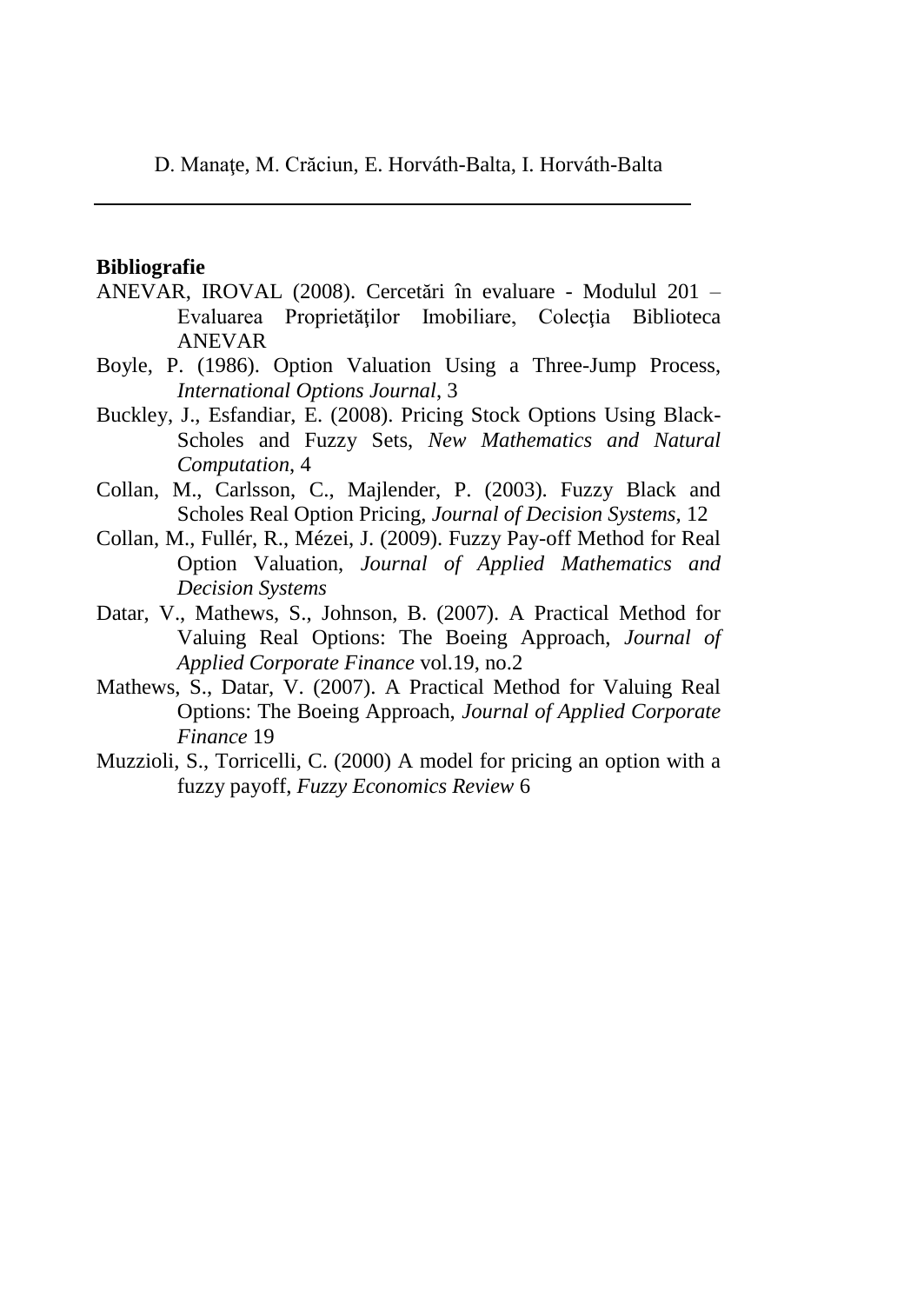## Bibliografie

ANEVAR, IROVAL (2008). Cercetări în evaluare - Modulul 201 – Evaluarea Proprietăţilor Imobiliare, Colecţia Biblioteca ANEVAR

Boyle, P. (1986). Option Valuation Using a Three-Jump Process, *International Options Journal*, 3

Buckley, J., Esfandiar, E. (2008). Pricing Stock Options Using Black-Scholes and Fuzzy Sets, *New Mathematics and Natural Computation*, 4

Collan, M., Carlsson, C., Majlender, P. (2003). Fuzzy Black and Scholes Real Option Pricing, *Journal of Decision Systems*, 12

Collan, M., Fullér, R., Mézei, J. (2009). Fuzzy Pay-off Method for Real Option Valuation, *Journal of Applied Mathematics and Decision Systems*

Datar, V., Mathews, S., Johnson, B. (2007). A Practical Method for Valuing Real Options: The Boeing Approach, *Journal of Applied Corporate Finance* vol.19, no.2

Mathews, S., Datar, V. (2007). A Practical Method for Valuing Real Options: The Boeing Approach, *Journal of Applied Corporate Finance* 19

Muzzioli, S., Torricelli, C. (2000) A model for pricing an option with a fuzzy payoff, *Fuzzy Economics Review* 6